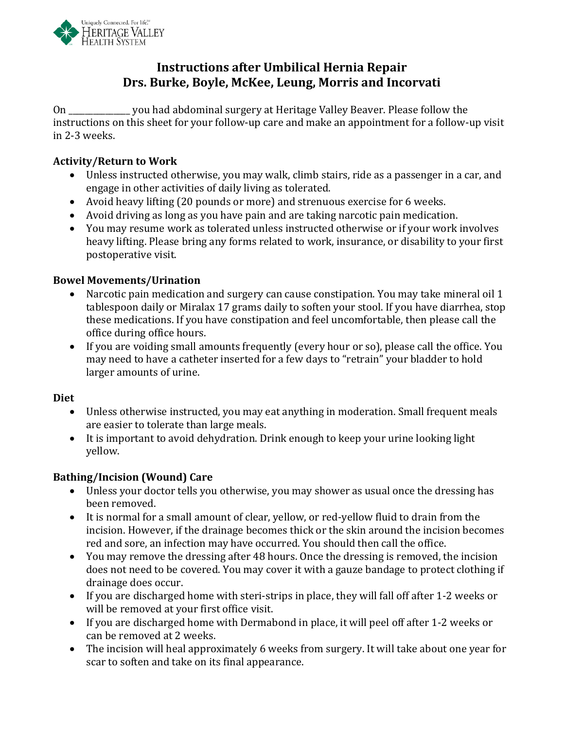Uniquely Connected. For life.
HERITAGE VALLEY
HEALTH SYSTEM

# Instructions after Umbilical Hernia Repair
## Drs. Burke, Boyle, McKee, Leung, Morris and Incorvati

On _______________ you had abdominal surgery at Heritage Valley Beaver. Please follow the instructions on this sheet for your follow-up care and make an appointment for a follow-up visit in 2-3 weeks.

**Activity/Return to Work**

- Unless instructed otherwise, you may walk, climb stairs, ride as a passenger in a car, and engage in other activities of daily living as tolerated.
- Avoid heavy lifting (20 pounds or more) and strenuous exercise for 6 weeks.
- Avoid driving as long as you have pain and are taking narcotic pain medication.
- You may resume work as tolerated unless instructed otherwise or if your work involves heavy lifting. Please bring any forms related to work, insurance, or disability to your first postoperative visit.

**Bowel Movements/Urination**

- Narcotic pain medication and surgery can cause constipation. You may take mineral oil 1 tablespoon daily or Miralax 17 grams daily to soften your stool. If you have diarrhea, stop these medications. If you have constipation and feel uncomfortable, then please call the office during office hours.
- If you are voiding small amounts frequently (every hour or so), please call the office. You may need to have a catheter inserted for a few days to "retrain" your bladder to hold larger amounts of urine.

**Diet**

- Unless otherwise instructed, you may eat anything in moderation. Small frequent meals are easier to tolerate than large meals.
- It is important to avoid dehydration. Drink enough to keep your urine looking light yellow.

**Bathing/Incision (Wound) Care**

- Unless your doctor tells you otherwise, you may shower as usual once the dressing has been removed.
- It is normal for a small amount of clear, yellow, or red-yellow fluid to drain from the incision. However, if the drainage becomes thick or the skin around the incision becomes red and sore, an infection may have occurred. You should then call the office.
- You may remove the dressing after 48 hours. Once the dressing is removed, the incision does not need to be covered. You may cover it with a gauze bandage to protect clothing if drainage does occur.
- If you are discharged home with steri-strips in place, they will fall off after 1-2 weeks or will be removed at your first office visit.
- If you are discharged home with Dermabond in place, it will peel off after 1-2 weeks or can be removed at 2 weeks.
- The incision will heal approximately 6 weeks from surgery. It will take about one year for scar to soften and take on its final appearance.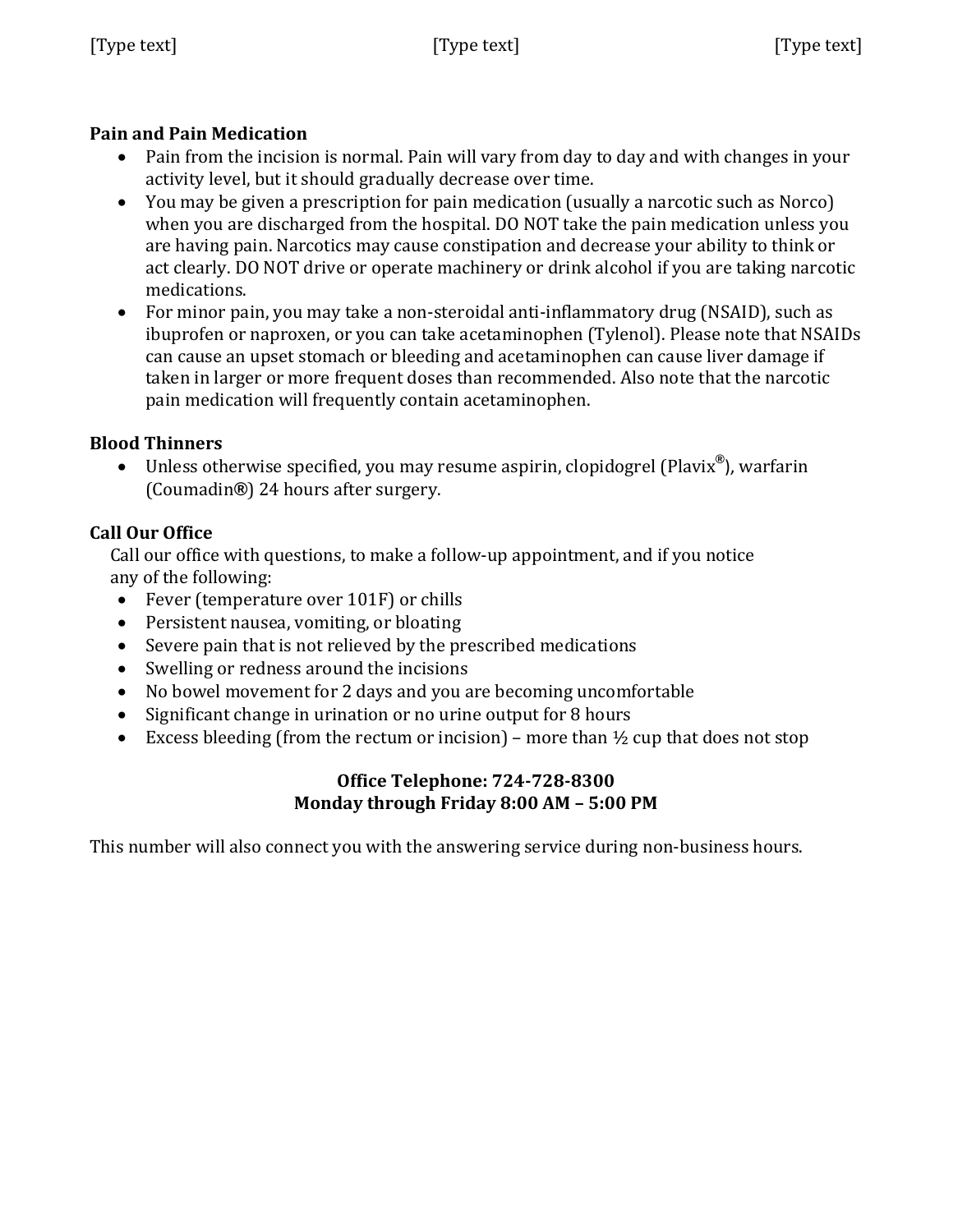**Pain and Pain Medication**

- Pain from the incision is normal. Pain will vary from day to day and with changes in your activity level, but it should gradually decrease over time.
- You may be given a prescription for pain medication (usually a narcotic such as Norco) when you are discharged from the hospital. DO NOT take the pain medication unless you are having pain. Narcotics may cause constipation and decrease your ability to think or act clearly. DO NOT drive or operate machinery or drink alcohol if you are taking narcotic medications.
- For minor pain, you may take a non-steroidal anti-inflammatory drug (NSAID), such as ibuprofen or naproxen, or you can take acetaminophen (Tylenol). Please note that NSAIDs can cause an upset stomach or bleeding and acetaminophen can cause liver damage if taken in larger or more frequent doses than recommended. Also note that the narcotic pain medication will frequently contain acetaminophen.

**Blood Thinners**

- Unless otherwise specified, you may resume aspirin, clopidogrel (Plavix®), warfarin (Coumadin®) 24 hours after surgery.

**Call Our Office**

Call our office with questions, to make a follow-up appointment, and if you notice any of the following:

- Fever (temperature over 101F) or chills
- Persistent nausea, vomiting, or bloating
- Severe pain that is not relieved by the prescribed medications
- Swelling or redness around the incisions
- No bowel movement for 2 days and you are becoming uncomfortable
- Significant change in urination or no urine output for 8 hours
- Excess bleeding (from the rectum or incision) – more than ½ cup that does not stop

**Office Telephone: 724-728-8300**
**Monday through Friday 8:00 AM – 5:00 PM**

This number will also connect you with the answering service during non-business hours.